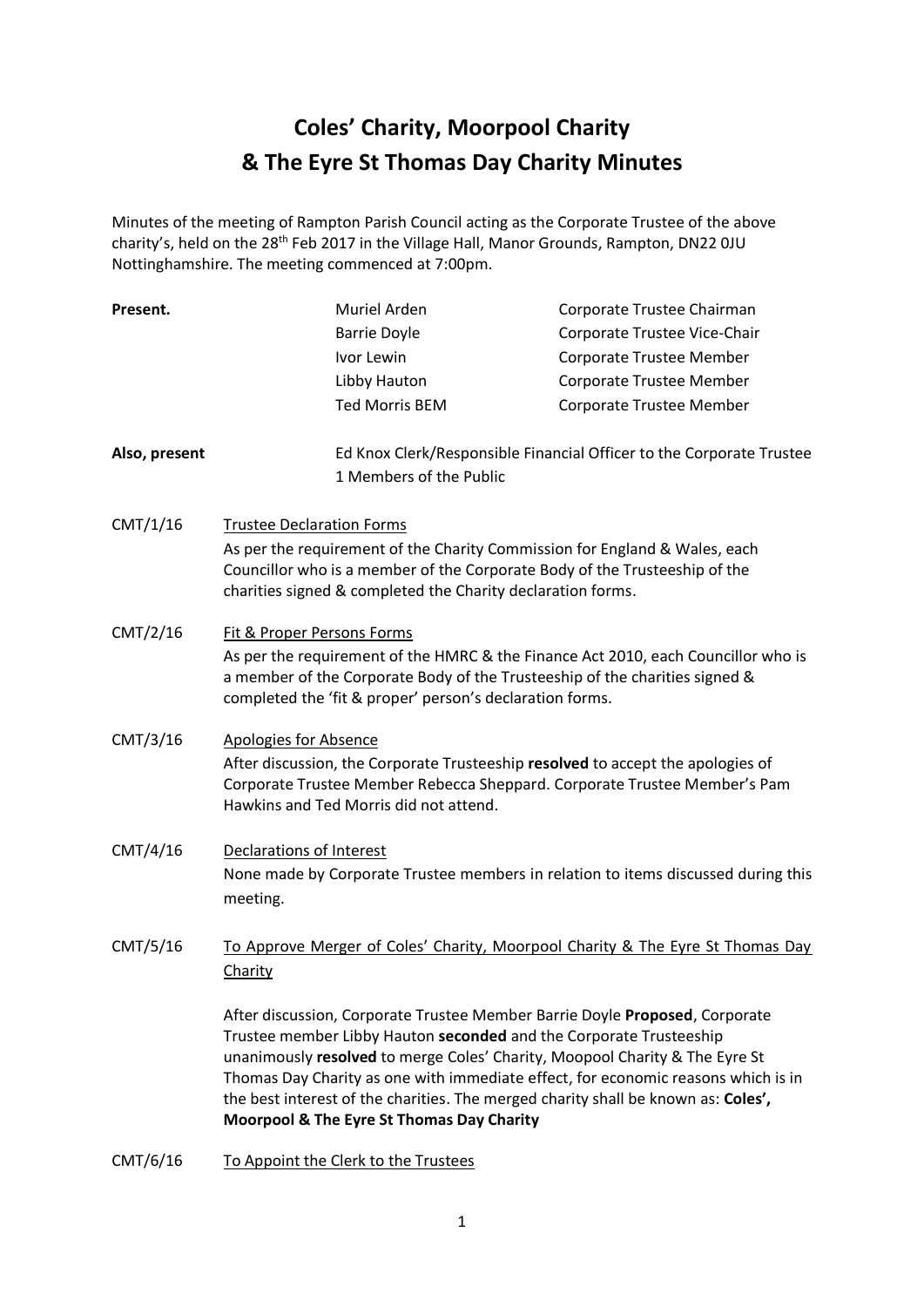# Coles' Charity, Moorpool Charity & The Eyre St Thomas Day Charity Minutes

Minutes of the meeting of Rampton Parish Council acting as the Corporate Trustee of the above charity's, held on the 28th Feb 2017 in the Village Hall, Manor Grounds, Rampton, DN22 0JU Nottinghamshire. The meeting commenced at 7:00pm.

| | | |
|---|---|---|
| **Present.** | Muriel Arden | Corporate Trustee Chairman |
| | Barrie Doyle | Corporate Trustee Vice-Chair |
| | Ivor Lewin | Corporate Trustee Member |
| | Libby Hauton | Corporate Trustee Member |
| | Ted Morris BEM | Corporate Trustee Member |
| **Also, present** | Ed Knox Clerk/Responsible Financial Officer to the Corporate Trustee | |
| | 1 Members of the Public | |

**CMT/1/16** Trustee Declaration Forms

As per the requirement of the Charity Commission for England & Wales, each Councillor who is a member of the Corporate Body of the Trusteeship of the charities signed & completed the Charity declaration forms.

**CMT/2/16** Fit & Proper Persons Forms

As per the requirement of the HMRC & the Finance Act 2010, each Councillor who is a member of the Corporate Body of the Trusteeship of the charities signed & completed the 'fit & proper' person's declaration forms.

**CMT/3/16** Apologies for Absence

After discussion, the Corporate Trusteeship **resolved** to accept the apologies of Corporate Trustee Member Rebecca Sheppard. Corporate Trustee Member's Pam Hawkins and Ted Morris did not attend.

**CMT/4/16** Declarations of Interest

None made by Corporate Trustee members in relation to items discussed during this meeting.

**CMT/5/16** To Approve Merger of Coles' Charity, Moorpool Charity & The Eyre St Thomas Day Charity

After discussion, Corporate Trustee Member Barrie Doyle **Proposed**, Corporate Trustee member Libby Hauton **seconded** and the Corporate Trusteeship unanimously **resolved** to merge Coles' Charity, Moopool Charity & The Eyre St Thomas Day Charity as one with immediate effect, for economic reasons which is in the best interest of the charities. The merged charity shall be known as: **Coles', Moorpool & The Eyre St Thomas Day Charity**

**CMT/6/16** To Appoint the Clerk to the Trustees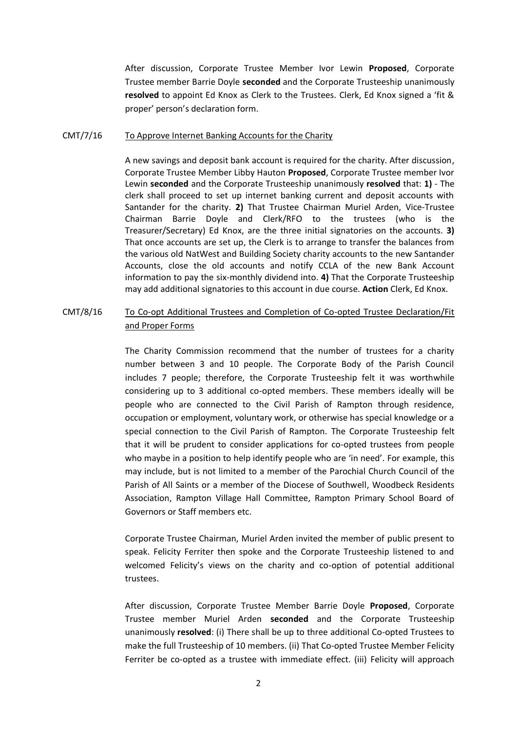After discussion, Corporate Trustee Member Ivor Lewin **Proposed**, Corporate Trustee member Barrie Doyle **seconded** and the Corporate Trusteeship unanimously **resolved** to appoint Ed Knox as Clerk to the Trustees. Clerk, Ed Knox signed a 'fit & proper' person's declaration form.

CMT/7/16 To Approve Internet Banking Accounts for the Charity

A new savings and deposit bank account is required for the charity. After discussion, Corporate Trustee Member Libby Hauton **Proposed**, Corporate Trustee member Ivor Lewin **seconded** and the Corporate Trusteeship unanimously **resolved** that: **1)** - The clerk shall proceed to set up internet banking current and deposit accounts with Santander for the charity. **2)** That Trustee Chairman Muriel Arden, Vice-Trustee Chairman Barrie Doyle and Clerk/RFO to the trustees (who is the Treasurer/Secretary) Ed Knox, are the three initial signatories on the accounts. **3)** That once accounts are set up, the Clerk is to arrange to transfer the balances from the various old NatWest and Building Society charity accounts to the new Santander Accounts, close the old accounts and notify CCLA of the new Bank Account information to pay the six-monthly dividend into. **4)** That the Corporate Trusteeship may add additional signatories to this account in due course. **Action** Clerk, Ed Knox.

CMT/8/16 To Co-opt Additional Trustees and Completion of Co-opted Trustee Declaration/Fit and Proper Forms

The Charity Commission recommend that the number of trustees for a charity number between 3 and 10 people. The Corporate Body of the Parish Council includes 7 people; therefore, the Corporate Trusteeship felt it was worthwhile considering up to 3 additional co-opted members. These members ideally will be people who are connected to the Civil Parish of Rampton through residence, occupation or employment, voluntary work, or otherwise has special knowledge or a special connection to the Civil Parish of Rampton. The Corporate Trusteeship felt that it will be prudent to consider applications for co-opted trustees from people who maybe in a position to help identify people who are 'in need'. For example, this may include, but is not limited to a member of the Parochial Church Council of the Parish of All Saints or a member of the Diocese of Southwell, Woodbeck Residents Association, Rampton Village Hall Committee, Rampton Primary School Board of Governors or Staff members etc.

Corporate Trustee Chairman, Muriel Arden invited the member of public present to speak. Felicity Ferriter then spoke and the Corporate Trusteeship listened to and welcomed Felicity's views on the charity and co-option of potential additional trustees.

After discussion, Corporate Trustee Member Barrie Doyle **Proposed**, Corporate Trustee member Muriel Arden **seconded** and the Corporate Trusteeship unanimously **resolved**: (i) There shall be up to three additional Co-opted Trustees to make the full Trusteeship of 10 members. (ii) That Co-opted Trustee Member Felicity Ferriter be co-opted as a trustee with immediate effect. (iii) Felicity will approach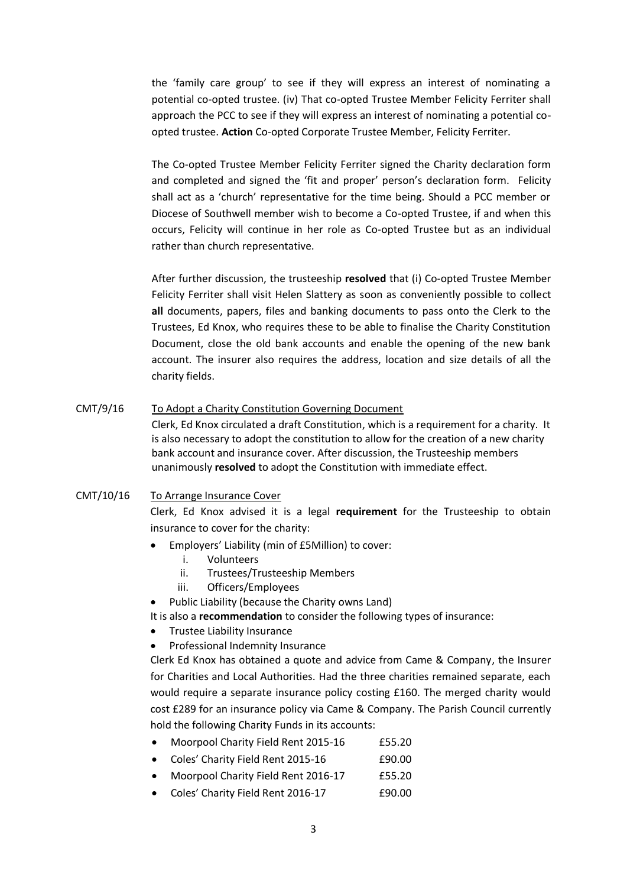the 'family care group' to see if they will express an interest of nominating a potential co-opted trustee. (iv) That co-opted Trustee Member Felicity Ferriter shall approach the PCC to see if they will express an interest of nominating a potential co-opted trustee. **Action** Co-opted Corporate Trustee Member, Felicity Ferriter.

The Co-opted Trustee Member Felicity Ferriter signed the Charity declaration form and completed and signed the 'fit and proper' person's declaration form. Felicity shall act as a 'church' representative for the time being. Should a PCC member or Diocese of Southwell member wish to become a Co-opted Trustee, if and when this occurs, Felicity will continue in her role as Co-opted Trustee but as an individual rather than church representative.

After further discussion, the trusteeship **resolved** that (i) Co-opted Trustee Member Felicity Ferriter shall visit Helen Slattery as soon as conveniently possible to collect **all** documents, papers, files and banking documents to pass onto the Clerk to the Trustees, Ed Knox, who requires these to be able to finalise the Charity Constitution Document, close the old bank accounts and enable the opening of the new bank account. The insurer also requires the address, location and size details of all the charity fields.

CMT/9/16 To Adopt a Charity Constitution Governing Document

Clerk, Ed Knox circulated a draft Constitution, which is a requirement for a charity. It is also necessary to adopt the constitution to allow for the creation of a new charity bank account and insurance cover. After discussion, the Trusteeship members unanimously **resolved** to adopt the Constitution with immediate effect.

CMT/10/16 To Arrange Insurance Cover

Clerk, Ed Knox advised it is a legal **requirement** for the Trusteeship to obtain insurance to cover for the charity:

- Employers' Liability (min of £5Million) to cover:
    1. Volunteers
    2. Trustees/Trusteeship Members
    3. Officers/Employees
- Public Liability (because the Charity owns Land)

It is also a **recommendation** to consider the following types of insurance:

- Trustee Liability Insurance
- Professional Indemnity Insurance

Clerk Ed Knox has obtained a quote and advice from Came & Company, the Insurer for Charities and Local Authorities. Had the three charities remained separate, each would require a separate insurance policy costing £160. The merged charity would cost £289 for an insurance policy via Came & Company. The Parish Council currently hold the following Charity Funds in its accounts:

- Moorpool Charity Field Rent 2015-16 £55.20
- Coles' Charity Field Rent 2015-16 £90.00
- Moorpool Charity Field Rent 2016-17 £55.20
- Coles' Charity Field Rent 2016-17 £90.00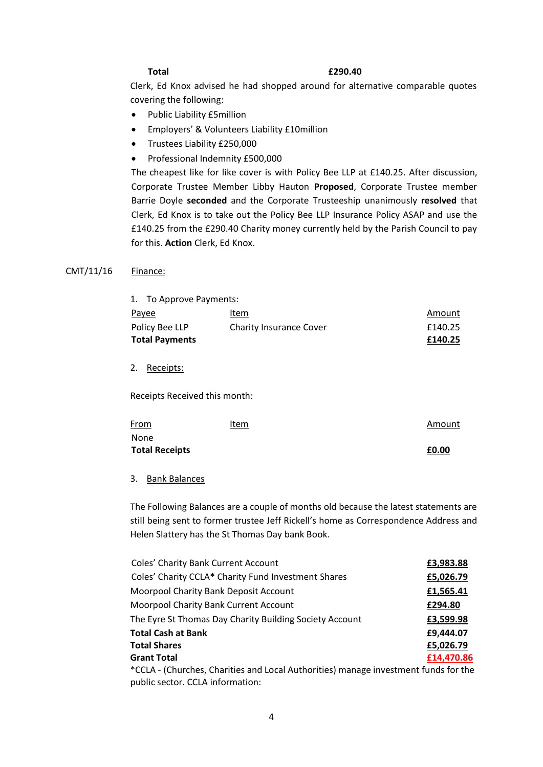**Total** **£290.40**

Clerk, Ed Knox advised he had shopped around for alternative comparable quotes covering the following:

- Public Liability £5million
- Employers' & Volunteers Liability £10million
- Trustees Liability £250,000
- Professional Indemnity £500,000

The cheapest like for like cover is with Policy Bee LLP at £140.25. After discussion, Corporate Trustee Member Libby Hauton **Proposed**, Corporate Trustee member Barrie Doyle **seconded** and the Corporate Trusteeship unanimously **resolved** that Clerk, Ed Knox is to take out the Policy Bee LLP Insurance Policy ASAP and use the £140.25 from the £290.40 Charity money currently held by the Parish Council to pay for this. **Action** Clerk, Ed Knox.

CMT/11/16 Finance:

1. To Approve Payments:

| Payee | Item | Amount |
|---|---|---|
| Policy Bee LLP | Charity Insurance Cover | £140.25 |
| **Total Payments** | | **£140.25** |

2. Receipts:

Receipts Received this month:

| From | Item | Amount |
|---|---|---|
| None | | |
| **Total Receipts** | | **£0.00** |

3. Bank Balances

The Following Balances are a couple of months old because the latest statements are still being sent to former trustee Jeff Rickell's home as Correspondence Address and Helen Slattery has the St Thomas Day bank Book.

| | |
|---|---|
| Coles' Charity Bank Current Account | £3,983.88 |
| Coles' Charity CCLA* Charity Fund Investment Shares | £5,026.79 |
| Moorpool Charity Bank Deposit Account | £1,565.41 |
| Moorpool Charity Bank Current Account | £294.80 |
| The Eyre St Thomas Day Charity Building Society Account | £3,599.98 |
| **Total Cash at Bank** | **£9,444.07** |
| **Total Shares** | **£5,026.79** |
| **Grant Total** | **£14,470.86** |

*CCLA - (Churches, Charities and Local Authorities) manage investment funds for the public sector. CCLA information: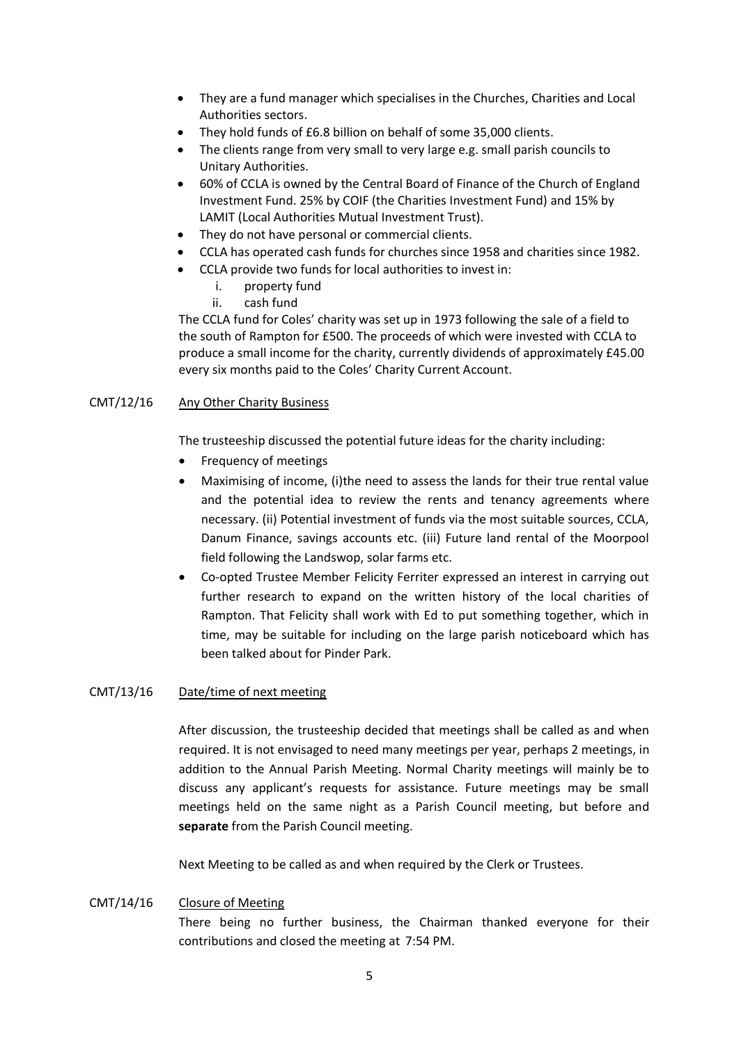- They are a fund manager which specialises in the Churches, Charities and Local Authorities sectors.
- They hold funds of £6.8 billion on behalf of some 35,000 clients.
- The clients range from very small to very large e.g. small parish councils to Unitary Authorities.
- 60% of CCLA is owned by the Central Board of Finance of the Church of England Investment Fund. 25% by COIF (the Charities Investment Fund) and 15% by LAMIT (Local Authorities Mutual Investment Trust).
- They do not have personal or commercial clients.
- CCLA has operated cash funds for churches since 1958 and charities since 1982.
- CCLA provide two funds for local authorities to invest in:
    1. property fund
    2. cash fund

The CCLA fund for Coles' charity was set up in 1973 following the sale of a field to the south of Rampton for £500. The proceeds of which were invested with CCLA to produce a small income for the charity, currently dividends of approximately £45.00 every six months paid to the Coles' Charity Current Account.

CMT/12/16 Any Other Charity Business

The trusteeship discussed the potential future ideas for the charity including:

- Frequency of meetings
- Maximising of income, (i)the need to assess the lands for their true rental value and the potential idea to review the rents and tenancy agreements where necessary. (ii) Potential investment of funds via the most suitable sources, CCLA, Danum Finance, savings accounts etc. (iii) Future land rental of the Moorpool field following the Landswop, solar farms etc.
- Co-opted Trustee Member Felicity Ferriter expressed an interest in carrying out further research to expand on the written history of the local charities of Rampton. That Felicity shall work with Ed to put something together, which in time, may be suitable for including on the large parish noticeboard which has been talked about for Pinder Park.

CMT/13/16 Date/time of next meeting

After discussion, the trusteeship decided that meetings shall be called as and when required. It is not envisaged to need many meetings per year, perhaps 2 meetings, in addition to the Annual Parish Meeting. Normal Charity meetings will mainly be to discuss any applicant's requests for assistance. Future meetings may be small meetings held on the same night as a Parish Council meeting, but before and **separate** from the Parish Council meeting.

Next Meeting to be called as and when required by the Clerk or Trustees.

CMT/14/16 Closure of Meeting

There being no further business, the Chairman thanked everyone for their contributions and closed the meeting at 7:54 PM.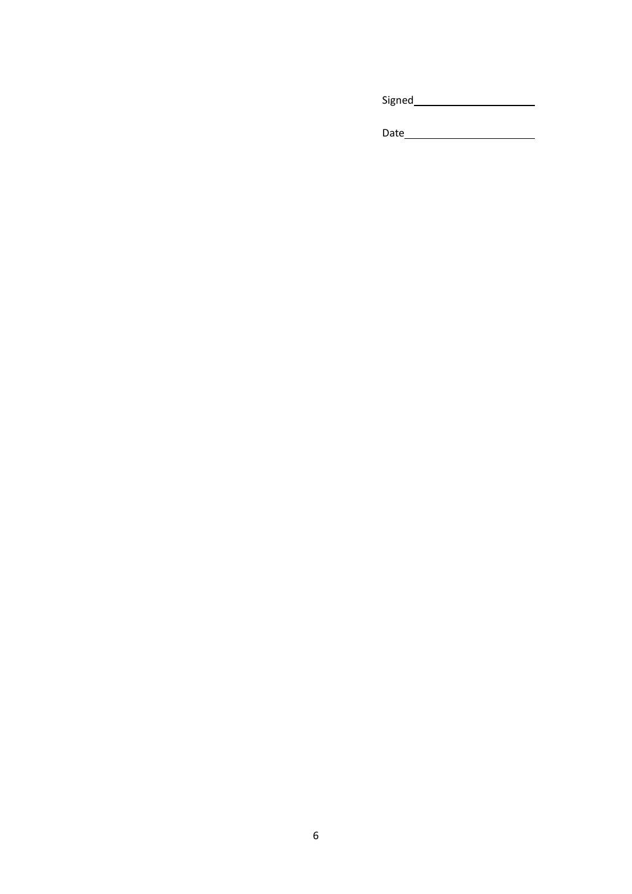Signed______________________

Date______________________